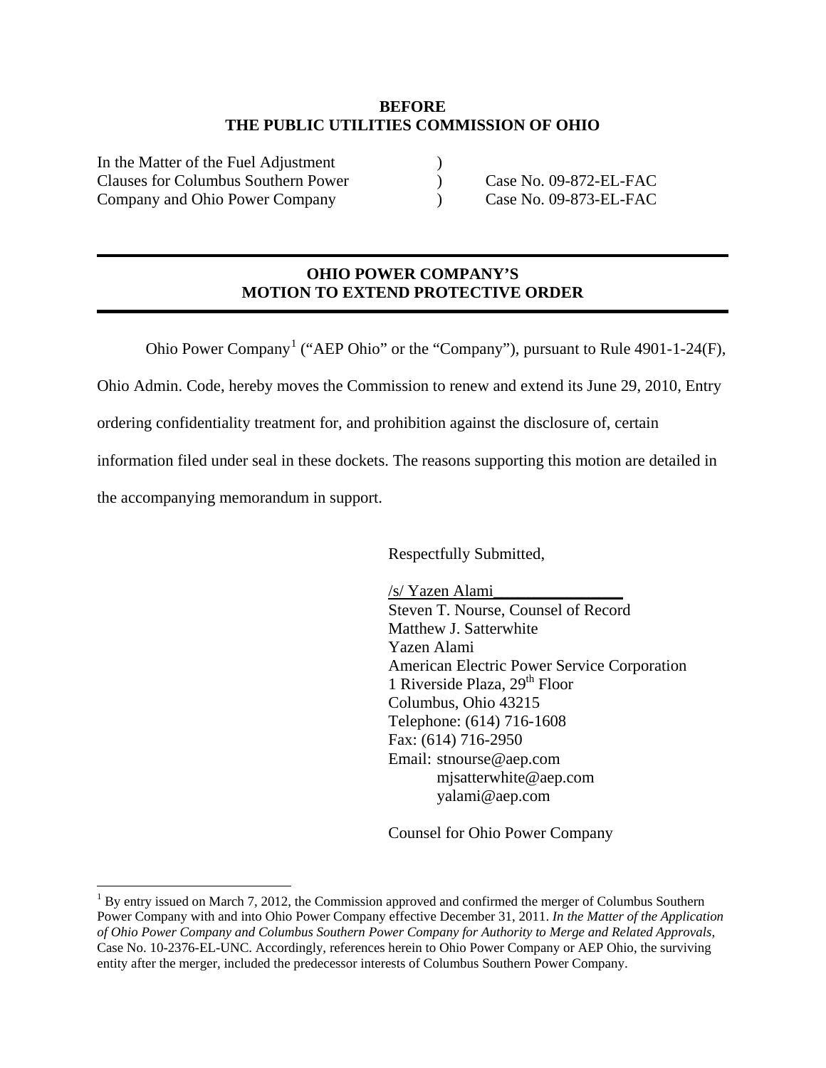**BEFORE**
**THE PUBLIC UTILITIES COMMISSION OF OHIO**

| | | |
|---|---|---|
| In the Matter of the Fuel Adjustment | ) | |
| Clauses for Columbus Southern Power | ) | Case No. 09-872-EL-FAC |
| Company and Ohio Power Company | ) | Case No. 09-873-EL-FAC |

---

**OHIO POWER COMPANY'S**
**MOTION TO EXTEND PROTECTIVE ORDER**

---

Ohio Power Company[1] ("AEP Ohio" or the "Company"), pursuant to Rule 4901-1-24(F), Ohio Admin. Code, hereby moves the Commission to renew and extend its June 29, 2010, Entry ordering confidentiality treatment for, and prohibition against the disclosure of, certain information filed under seal in these dockets. The reasons supporting this motion are detailed in the accompanying memorandum in support.

Respectfully Submitted,

/s/ Yazen Alami________________
Steven T. Nourse, Counsel of Record
Matthew J. Satterwhite
Yazen Alami
American Electric Power Service Corporation
1 Riverside Plaza, 29th Floor
Columbus, Ohio 43215
Telephone: (614) 716-1608
Fax: (614) 716-2950
Email: stnourse@aep.com
mjsatterwhite@aep.com
yalami@aep.com

Counsel for Ohio Power Company

---

[1] By entry issued on March 7, 2012, the Commission approved and confirmed the merger of Columbus Southern Power Company with and into Ohio Power Company effective December 31, 2011. *In the Matter of the Application of Ohio Power Company and Columbus Southern Power Company for Authority to Merge and Related Approvals*, Case No. 10-2376-EL-UNC. Accordingly, references herein to Ohio Power Company or AEP Ohio, the surviving entity after the merger, included the predecessor interests of Columbus Southern Power Company.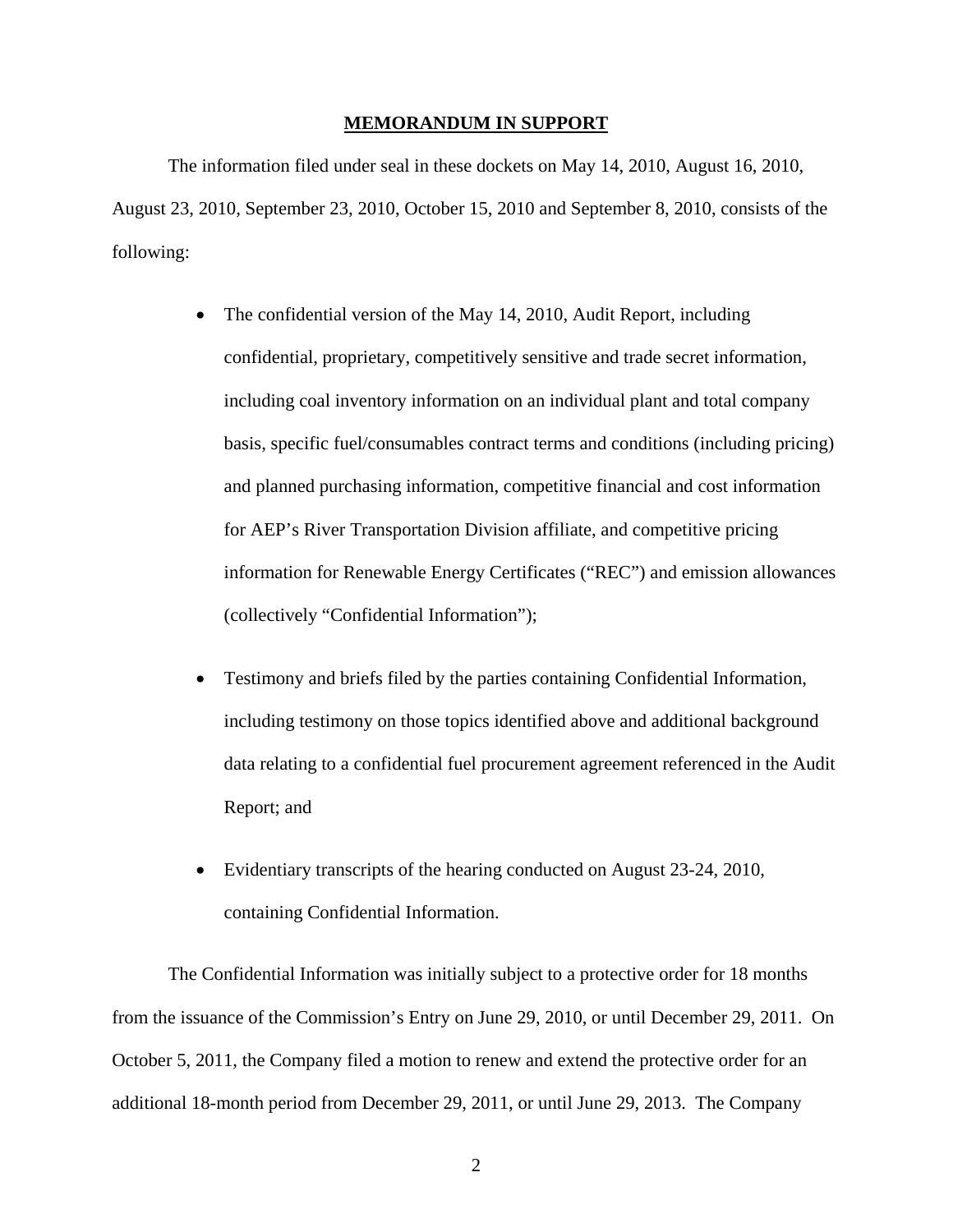## MEMORANDUM IN SUPPORT

The information filed under seal in these dockets on May 14, 2010, August 16, 2010, August 23, 2010, September 23, 2010, October 15, 2010 and September 8, 2010, consists of the following:

- The confidential version of the May 14, 2010, Audit Report, including confidential, proprietary, competitively sensitive and trade secret information, including coal inventory information on an individual plant and total company basis, specific fuel/consumables contract terms and conditions (including pricing) and planned purchasing information, competitive financial and cost information for AEP's River Transportation Division affiliate, and competitive pricing information for Renewable Energy Certificates ("REC") and emission allowances (collectively "Confidential Information");

- Testimony and briefs filed by the parties containing Confidential Information, including testimony on those topics identified above and additional background data relating to a confidential fuel procurement agreement referenced in the Audit Report; and

- Evidentiary transcripts of the hearing conducted on August 23-24, 2010, containing Confidential Information.

The Confidential Information was initially subject to a protective order for 18 months from the issuance of the Commission's Entry on June 29, 2010, or until December 29, 2011. On October 5, 2011, the Company filed a motion to renew and extend the protective order for an additional 18-month period from December 29, 2011, or until June 29, 2013. The Company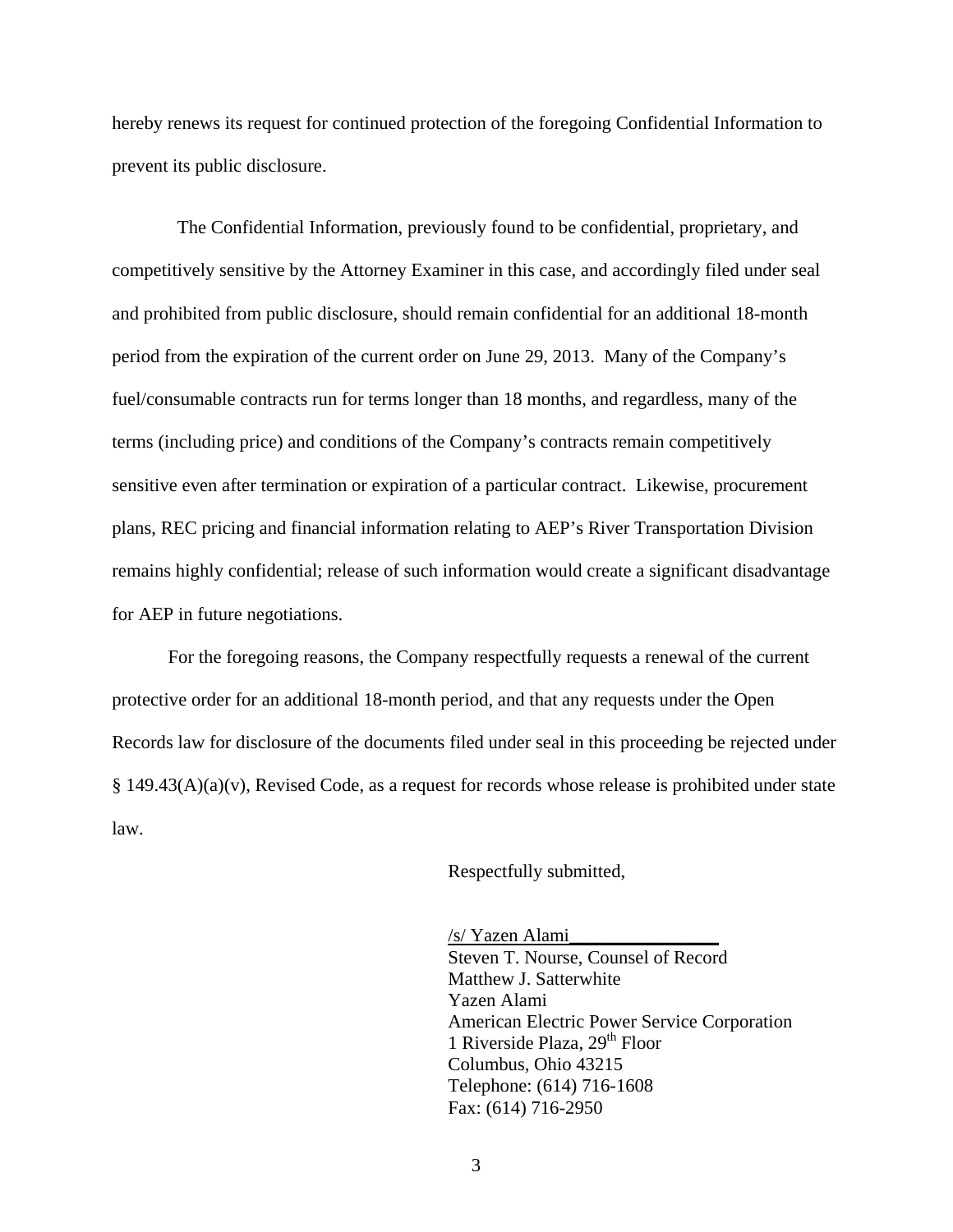hereby renews its request for continued protection of the foregoing Confidential Information to prevent its public disclosure.

The Confidential Information, previously found to be confidential, proprietary, and competitively sensitive by the Attorney Examiner in this case, and accordingly filed under seal and prohibited from public disclosure, should remain confidential for an additional 18-month period from the expiration of the current order on June 29, 2013. Many of the Company's fuel/consumable contracts run for terms longer than 18 months, and regardless, many of the terms (including price) and conditions of the Company's contracts remain competitively sensitive even after termination or expiration of a particular contract. Likewise, procurement plans, REC pricing and financial information relating to AEP's River Transportation Division remains highly confidential; release of such information would create a significant disadvantage for AEP in future negotiations.

For the foregoing reasons, the Company respectfully requests a renewal of the current protective order for an additional 18-month period, and that any requests under the Open Records law for disclosure of the documents filed under seal in this proceeding be rejected under § 149.43(A)(a)(v), Revised Code, as a request for records whose release is prohibited under state law.

Respectfully submitted,

/s/ Yazen Alami________________
Steven T. Nourse, Counsel of Record
Matthew J. Satterwhite
Yazen Alami
American Electric Power Service Corporation
1 Riverside Plaza, 29th Floor
Columbus, Ohio 43215
Telephone: (614) 716-1608
Fax: (614) 716-2950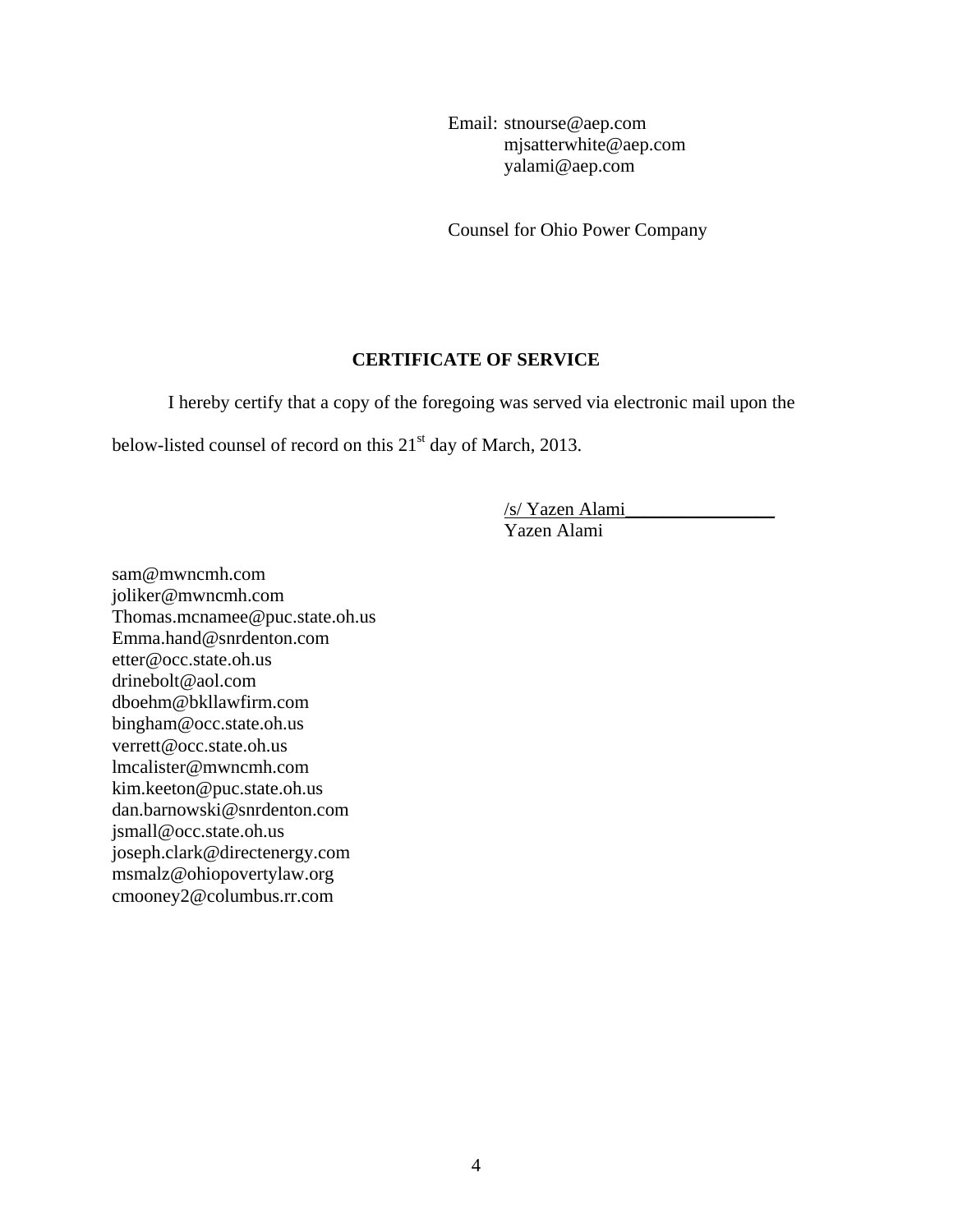Email: stnourse@aep.com
mjsatterwhite@aep.com
yalami@aep.com

Counsel for Ohio Power Company

## CERTIFICATE OF SERVICE

I hereby certify that a copy of the foregoing was served via electronic mail upon the below-listed counsel of record on this 21st day of March, 2013.

/s/ Yazen Alami________________
Yazen Alami

sam@mwncmh.com
joliker@mwncmh.com
Thomas.mcnamee@puc.state.oh.us
Emma.hand@snrdenton.com
etter@occ.state.oh.us
drinebolt@aol.com
dboehm@bkllawfirm.com
bingham@occ.state.oh.us
verrett@occ.state.oh.us
lmcalister@mwncmh.com
kim.keeton@puc.state.oh.us
dan.barnowski@snrdenton.com
jsmall@occ.state.oh.us
joseph.clark@directenergy.com
msmalz@ohiopovertylaw.org
cmooney2@columbus.rr.com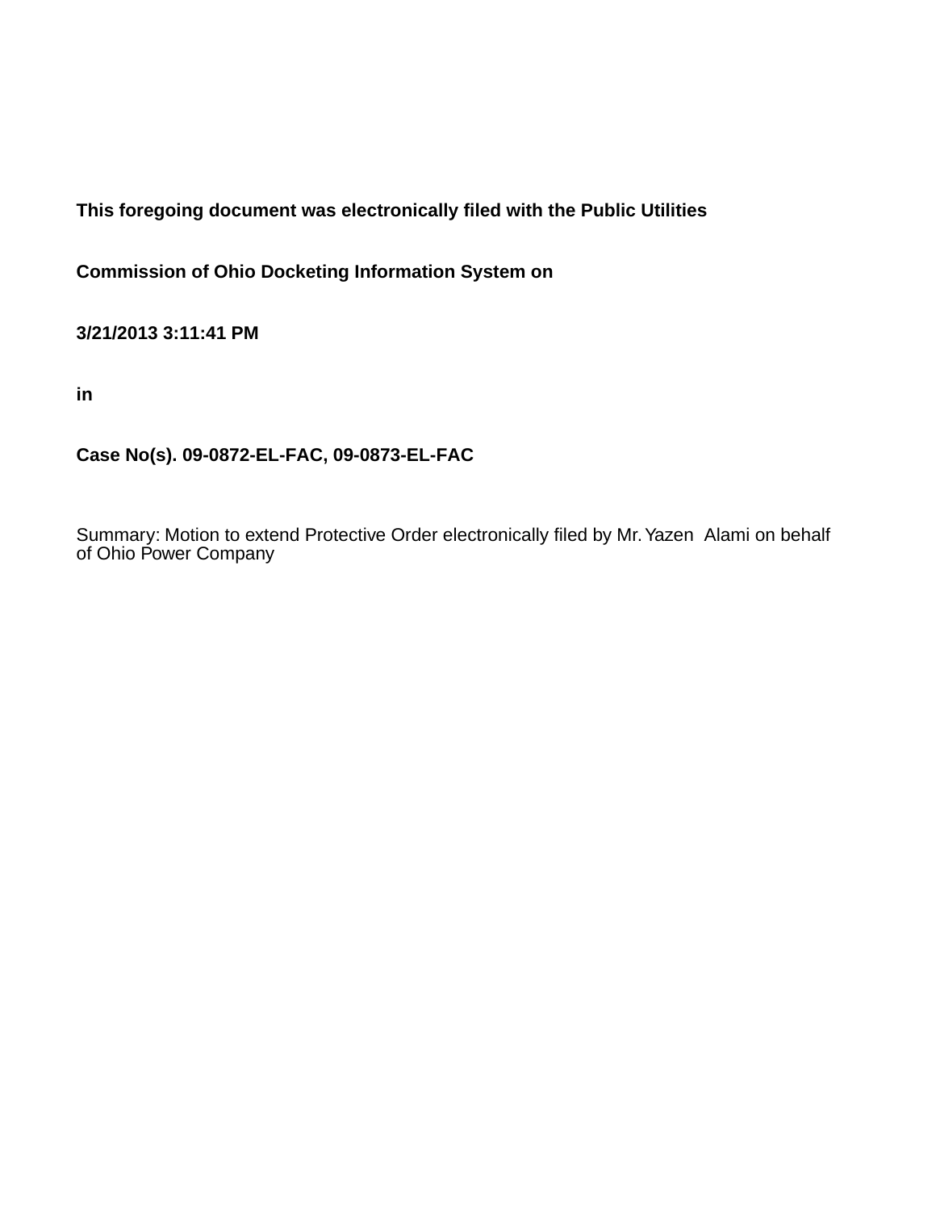**This foregoing document was electronically filed with the Public Utilities**

**Commission of Ohio Docketing Information System on**

**3/21/2013 3:11:41 PM**

**in**

**Case No(s). 09-0872-EL-FAC, 09-0873-EL-FAC**

Summary: Motion to extend Protective Order electronically filed by Mr. Yazen Alami on behalf of Ohio Power Company